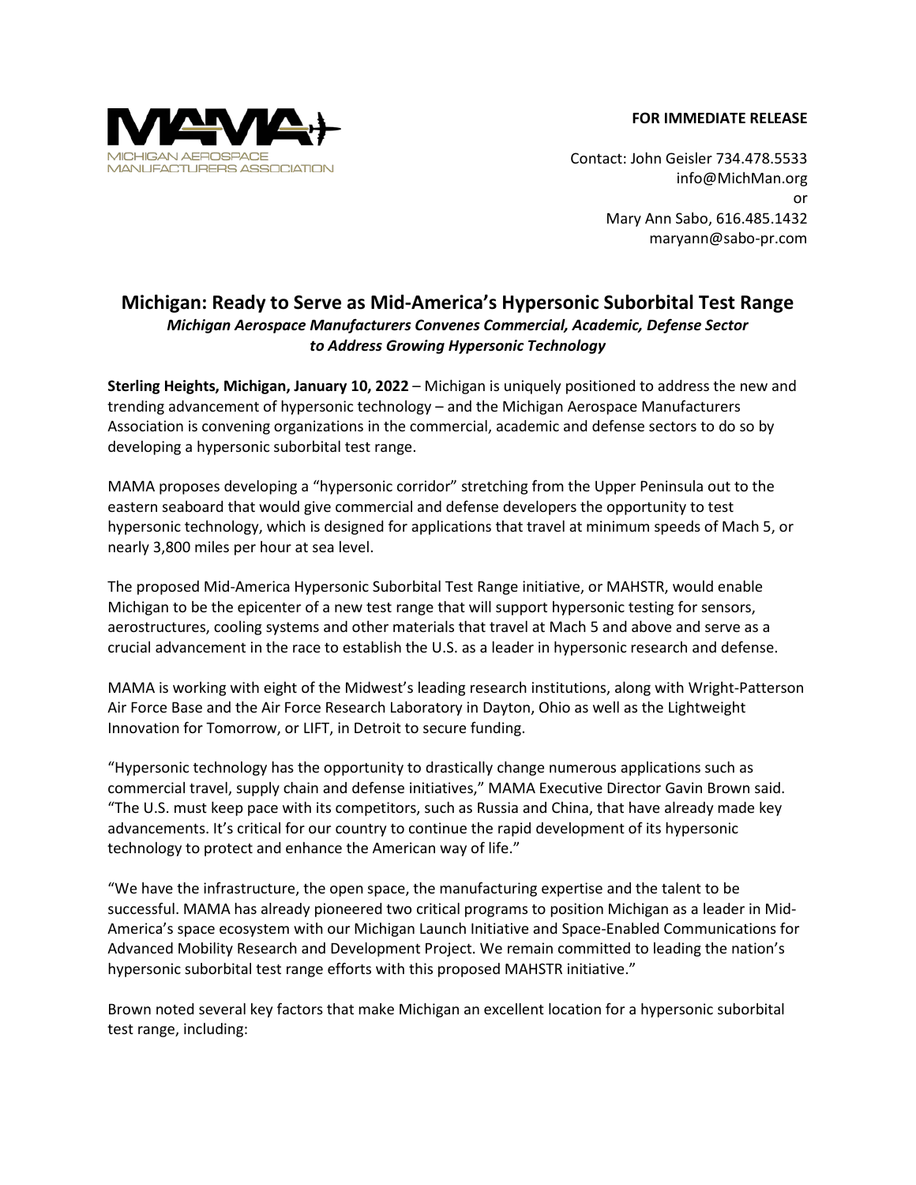MICHIGAN AEROSPACE MANUFACTURERS ASSOCIATION

**FOR IMMEDIATE RELEASE**

Contact: John Geisler 734.478.5533
info@MichMan.org
or
Mary Ann Sabo, 616.485.1432
maryann@sabo-pr.com

# Michigan: Ready to Serve as Mid-America's Hypersonic Suborbital Test Range

***Michigan Aerospace Manufacturers Convenes Commercial, Academic, Defense Sector to Address Growing Hypersonic Technology***

**Sterling Heights, Michigan, January 10, 2022** – Michigan is uniquely positioned to address the new and trending advancement of hypersonic technology – and the Michigan Aerospace Manufacturers Association is convening organizations in the commercial, academic and defense sectors to do so by developing a hypersonic suborbital test range.

MAMA proposes developing a "hypersonic corridor" stretching from the Upper Peninsula out to the eastern seaboard that would give commercial and defense developers the opportunity to test hypersonic technology, which is designed for applications that travel at minimum speeds of Mach 5, or nearly 3,800 miles per hour at sea level.

The proposed Mid-America Hypersonic Suborbital Test Range initiative, or MAHSTR, would enable Michigan to be the epicenter of a new test range that will support hypersonic testing for sensors, aerostructures, cooling systems and other materials that travel at Mach 5 and above and serve as a crucial advancement in the race to establish the U.S. as a leader in hypersonic research and defense.

MAMA is working with eight of the Midwest's leading research institutions, along with Wright-Patterson Air Force Base and the Air Force Research Laboratory in Dayton, Ohio as well as the Lightweight Innovation for Tomorrow, or LIFT, in Detroit to secure funding.

"Hypersonic technology has the opportunity to drastically change numerous applications such as commercial travel, supply chain and defense initiatives," MAMA Executive Director Gavin Brown said. "The U.S. must keep pace with its competitors, such as Russia and China, that have already made key advancements. It's critical for our country to continue the rapid development of its hypersonic technology to protect and enhance the American way of life."

"We have the infrastructure, the open space, the manufacturing expertise and the talent to be successful. MAMA has already pioneered two critical programs to position Michigan as a leader in Mid-America's space ecosystem with our Michigan Launch Initiative and Space-Enabled Communications for Advanced Mobility Research and Development Project. We remain committed to leading the nation's hypersonic suborbital test range efforts with this proposed MAHSTR initiative."

Brown noted several key factors that make Michigan an excellent location for a hypersonic suborbital test range, including: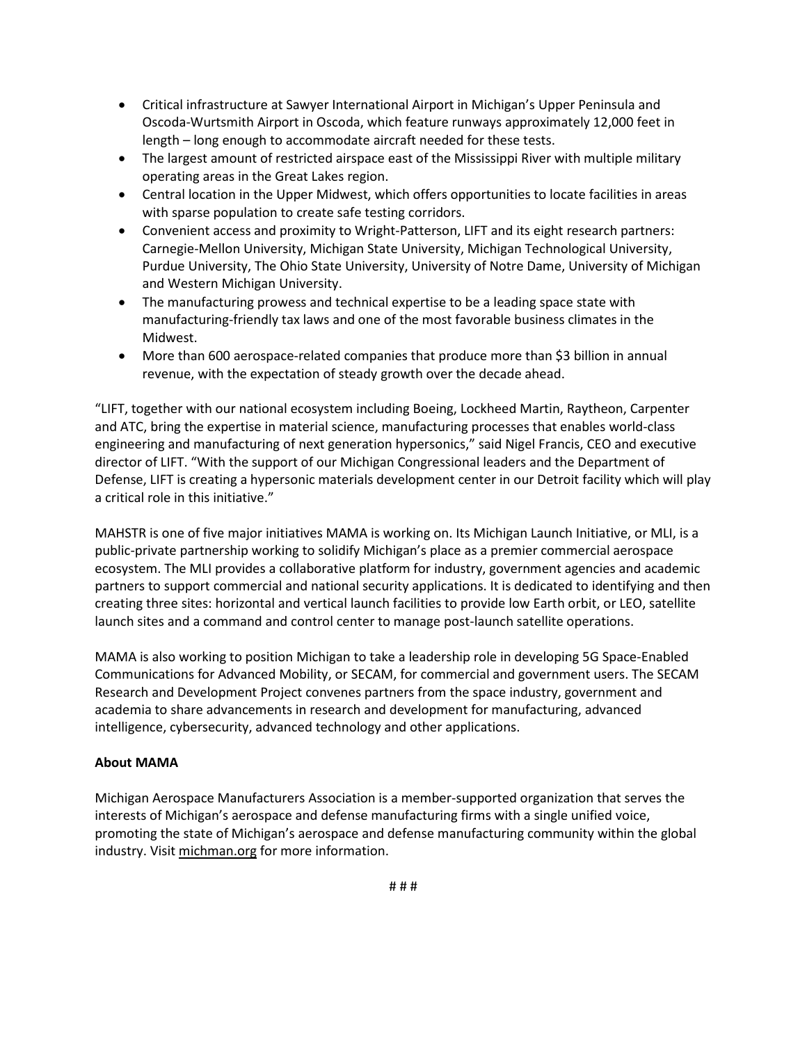- Critical infrastructure at Sawyer International Airport in Michigan's Upper Peninsula and Oscoda-Wurtsmith Airport in Oscoda, which feature runways approximately 12,000 feet in length – long enough to accommodate aircraft needed for these tests.
- The largest amount of restricted airspace east of the Mississippi River with multiple military operating areas in the Great Lakes region.
- Central location in the Upper Midwest, which offers opportunities to locate facilities in areas with sparse population to create safe testing corridors.
- Convenient access and proximity to Wright-Patterson, LIFT and its eight research partners: Carnegie-Mellon University, Michigan State University, Michigan Technological University, Purdue University, The Ohio State University, University of Notre Dame, University of Michigan and Western Michigan University.
- The manufacturing prowess and technical expertise to be a leading space state with manufacturing-friendly tax laws and one of the most favorable business climates in the Midwest.
- More than 600 aerospace-related companies that produce more than $3 billion in annual revenue, with the expectation of steady growth over the decade ahead.

"LIFT, together with our national ecosystem including Boeing, Lockheed Martin, Raytheon, Carpenter and ATC, bring the expertise in material science, manufacturing processes that enables world-class engineering and manufacturing of next generation hypersonics," said Nigel Francis, CEO and executive director of LIFT. "With the support of our Michigan Congressional leaders and the Department of Defense, LIFT is creating a hypersonic materials development center in our Detroit facility which will play a critical role in this initiative."

MAHSTR is one of five major initiatives MAMA is working on. Its Michigan Launch Initiative, or MLI, is a public-private partnership working to solidify Michigan's place as a premier commercial aerospace ecosystem. The MLI provides a collaborative platform for industry, government agencies and academic partners to support commercial and national security applications. It is dedicated to identifying and then creating three sites: horizontal and vertical launch facilities to provide low Earth orbit, or LEO, satellite launch sites and a command and control center to manage post-launch satellite operations.

MAMA is also working to position Michigan to take a leadership role in developing 5G Space-Enabled Communications for Advanced Mobility, or SECAM, for commercial and government users. The SECAM Research and Development Project convenes partners from the space industry, government and academia to share advancements in research and development for manufacturing, advanced intelligence, cybersecurity, advanced technology and other applications.

**About MAMA**

Michigan Aerospace Manufacturers Association is a member-supported organization that serves the interests of Michigan's aerospace and defense manufacturing firms with a single unified voice, promoting the state of Michigan's aerospace and defense manufacturing community within the global industry. Visit michman.org for more information.

# # #